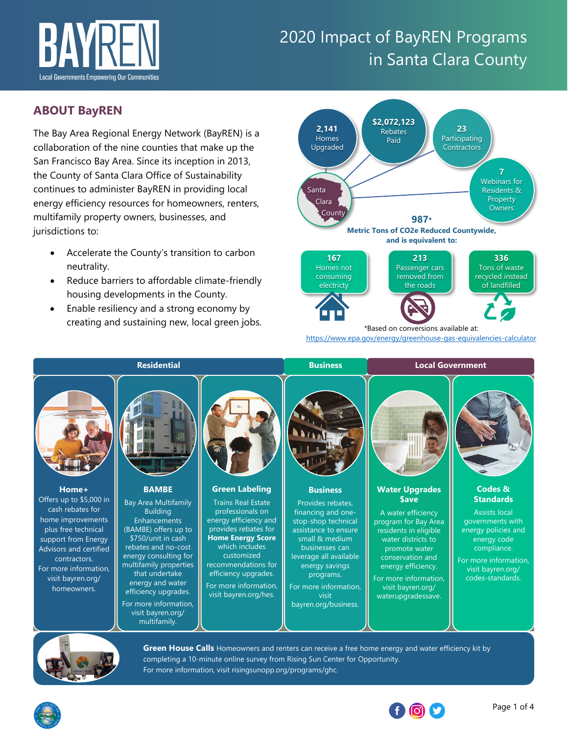# 2020 Impact of BayREN Programs in Santa Clara County

BAYREN
Local Governments Empowering Our Communities

## ABOUT BayREN

The Bay Area Regional Energy Network (BayREN) is a collaboration of the nine counties that make up the San Francisco Bay Area. Since its inception in 2013, the County of Santa Clara Office of Sustainability continues to administer BayREN in providing local energy efficiency resources for homeowners, renters, multifamily property owners, businesses, and jurisdictions to:

- Accelerate the County's transition to carbon neutrality.
- Reduce barriers to affordable climate-friendly housing developments in the County.
- Enable resiliency and a strong economy by creating and sustaining new, local green jobs.

**Santa Clara County**

- **2,141** Homes Upgraded
- **$2,072,123** Rebates Paid
- **23** Participating Contractors
- **7** Webinars for Residents & Property Owners

**987*** **Metric Tons of $CO_2e$ Reduced Countywide, and is equivalent to:**

- **167** Homes not consuming electricity
- **213** Passenger cars removed from the roads
- **336** Tons of waste recycled instead of landfilled

*Based on conversions available at: https://www.epa.gov/energy/greenhouse-gas-equivalencies-calculator

## Residential

### Home+

Offers up to $5,000 in cash rebates for home improvements plus free technical support from Energy Advisors and certified contractors.

For more information, visit bayren.org/homeowners.

### BAMBE

Bay Area Multifamily Building Enhancements (BAMBE) offers up to $750/unit in cash rebates and no-cost energy consulting for multifamily properties that undertake energy and water efficiency upgrades.

For more information, visit bayren.org/multifamily.

### Green Labeling

Trains Real Estate professionals on energy efficiency and provides rebates for **Home Energy Score** which includes customized recommendations for efficiency upgrades.

For more information, visit bayren.org/hes.

## Business

### Business

Provides rebates, financing and one-stop-shop technical assistance to ensure small & medium businesses can leverage all available energy savings programs.

For more information, visit bayren.org/business.

## Local Government

### Water Upgrades $ave

A water efficiency program for Bay Area residents in eligible water districts to promote water conservation and energy efficiency.

For more information, visit bayren.org/waterupgradessave.

### Codes & Standards

Assists local governments with energy policies and energy code compliance.

For more information, visit bayren.org/codes-standards.

**Green House Calls** Homeowners and renters can receive a free home energy and water efficiency kit by completing a 10-minute online survey from Rising Sun Center for Opportunity.
For more information, visit risingsunopp.org/programs/ghc.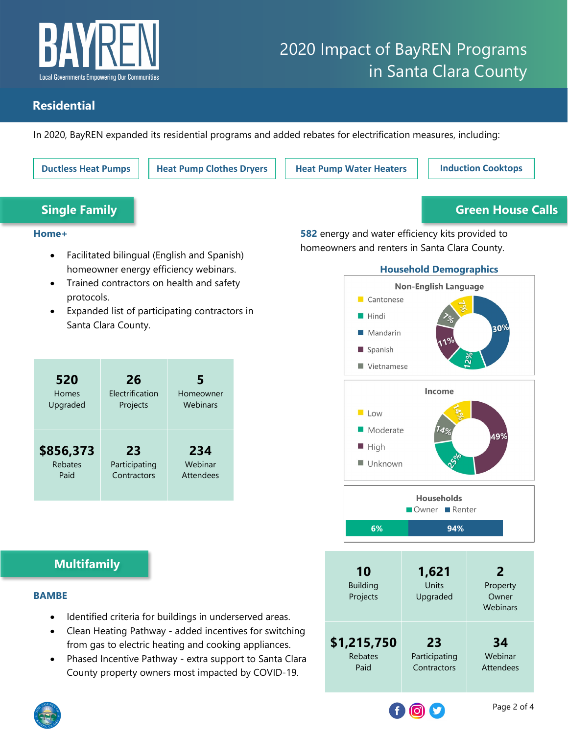# 2020 Impact of BayREN Programs in Santa Clara County

BAYREN
Local Governments Empowering Our Communities

## Residential

In 2020, BayREN expanded its residential programs and added rebates for electrification measures, including:

**Ductless Heat Pumps** | **Heat Pump Clothes Dryers** | **Heat Pump Water Heaters** | **Induction Cooktops**

## Single Family

### Home+

- Facilitated bilingual (English and Spanish) homeowner energy efficiency webinars.
- Trained contractors on health and safety protocols.
- Expanded list of participating contractors in Santa Clara County.

| 520 Homes Upgraded | 26 Electrification Projects | 5 Homeowner Webinars |
|---|---|---|
| **$856,373** Rebates Paid | **23** Participating Contractors | **234** Webinar Attendees |

## Green House Calls

**582** energy and water efficiency kits provided to homeowners and renters in Santa Clara County.

### Household Demographics

**Non-English Language**

| Language | Share |
|---|---|
| Cantonese | 7% |
| Hindi | 12% |
| Mandarin | 30% |
| Spanish | 11% |
| Vietnamese | 7% |

**Income**

| Income | Share |
|---|---|
| Low | 14% |
| Moderate | 25% |
| High | 49% |
| Unknown | 14% |

**Households**

| Owner | Renter |
|---|---|
| 6% | 94% |

## Multifamily

### BAMBE

- Identified criteria for buildings in underserved areas.
- Clean Heating Pathway - added incentives for switching from gas to electric heating and cooking appliances.
- Phased Incentive Pathway - extra support to Santa Clara County property owners most impacted by COVID-19.

| 10 Building Projects | 1,621 Units Upgraded | 2 Property Owner Webinars |
|---|---|---|
| **$1,215,750** Rebates Paid | **23** Participating Contractors | **34** Webinar Attendees |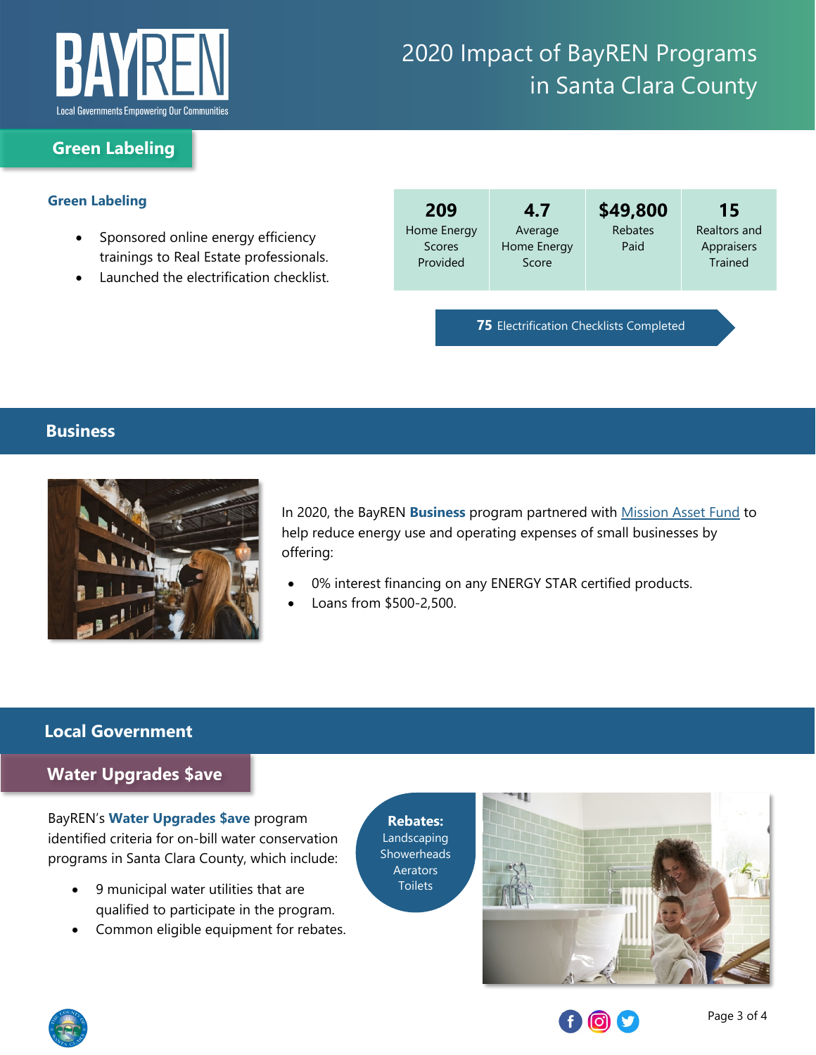# 2020 Impact of BayREN Programs in Santa Clara County

## Green Labeling

### Green Labeling

- Sponsored online energy efficiency trainings to Real Estate professionals.
- Launched the electrification checklist.

| 209 | 4.7 | $49,800 | 15 |
|---|---|---|---|
| Home Energy Scores Provided | Average Home Energy Score | Rebates Paid | Realtors and Appraisers Trained |

**75** Electrification Checklists Completed

## Business

In 2020, the BayREN **Business** program partnered with Mission Asset Fund to help reduce energy use and operating expenses of small businesses by offering:

- 0% interest financing on any ENERGY STAR certified products.
- Loans from $500-2,500.

## Local Government

### Water Upgrades $ave

BayREN's **Water Upgrades $ave** program identified criteria for on-bill water conservation programs in Santa Clara County, which include:

- 9 municipal water utilities that are qualified to participate in the program.
- Common eligible equipment for rebates.

**Rebates:**
Landscaping
Showerheads
Aerators
Toilets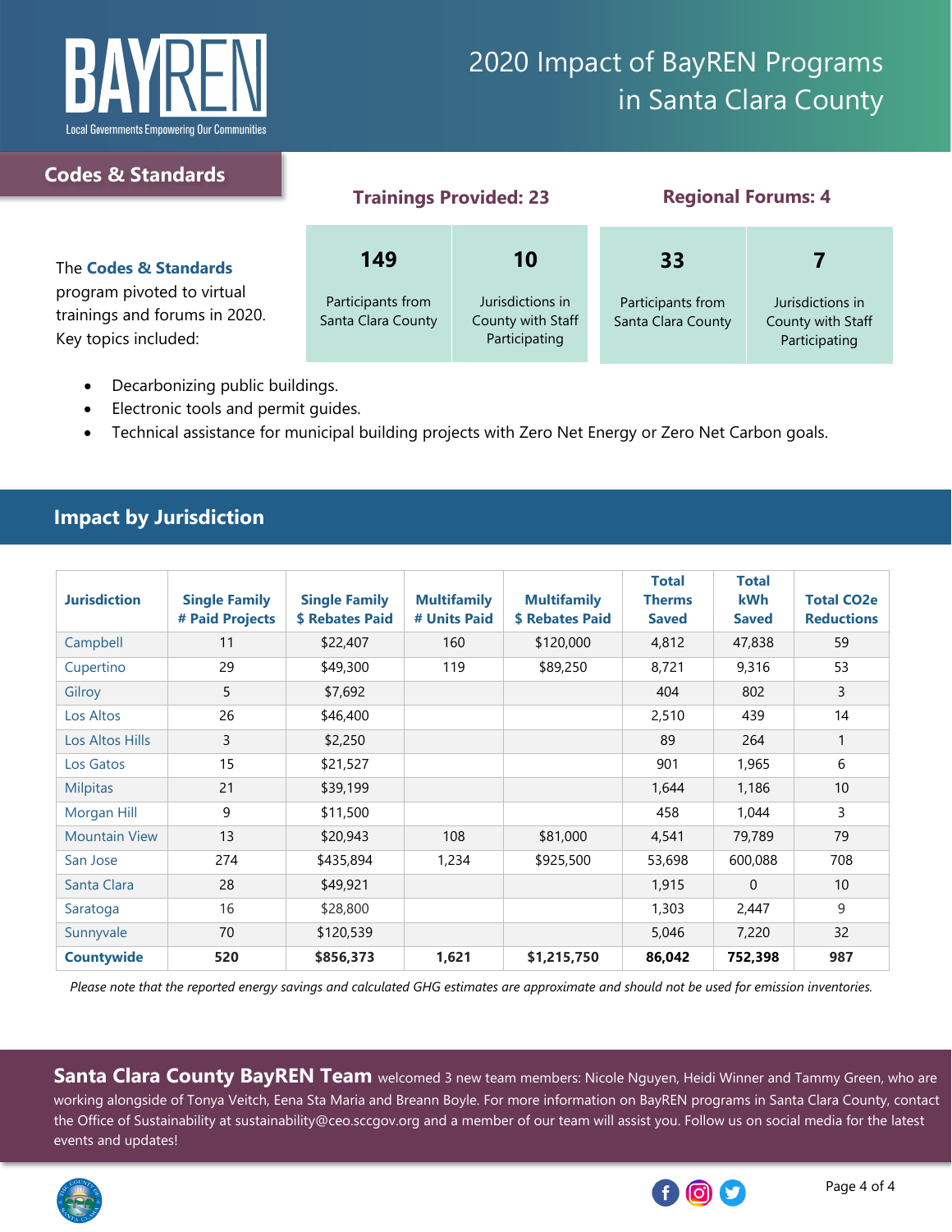# 2020 Impact of BayREN Programs in Santa Clara County

BAYREN

Local Governments Empowering Our Communities

## Codes & Standards

The **Codes & Standards** program pivoted to virtual trainings and forums in 2020. Key topics included:

| Trainings Provided: 23 | | Regional Forums: 4 | |
|---|---|---|---|
| **149** Participants from Santa Clara County | **10** Jurisdictions in County with Staff Participating | **33** Participants from Santa Clara County | **7** Jurisdictions in County with Staff Participating |

- Decarbonizing public buildings.
- Electronic tools and permit guides.
- Technical assistance for municipal building projects with Zero Net Energy or Zero Net Carbon goals.

## Impact by Jurisdiction

| Jurisdiction | Single Family # Paid Projects | Single Family $ Rebates Paid | Multifamily # Units Paid | Multifamily $ Rebates Paid | Total Therms Saved | Total kWh Saved | Total CO2e Reductions |
|---|---|---|---|---|---|---|---|
| Campbell | 11 | $22,407 | 160 | $120,000 | 4,812 | 47,838 | 59 |
| Cupertino | 29 | $49,300 | 119 | $89,250 | 8,721 | 9,316 | 53 |
| Gilroy | 5 | $7,692 | | | 404 | 802 | 3 |
| Los Altos | 26 | $46,400 | | | 2,510 | 439 | 14 |
| Los Altos Hills | 3 | $2,250 | | | 89 | 264 | 1 |
| Los Gatos | 15 | $21,527 | | | 901 | 1,965 | 6 |
| Milpitas | 21 | $39,199 | | | 1,644 | 1,186 | 10 |
| Morgan Hill | 9 | $11,500 | | | 458 | 1,044 | 3 |
| Mountain View | 13 | $20,943 | 108 | $81,000 | 4,541 | 79,789 | 79 |
| San Jose | 274 | $435,894 | 1,234 | $925,500 | 53,698 | 600,088 | 708 |
| Santa Clara | 28 | $49,921 | | | 1,915 | 0 | 10 |
| Saratoga | 16 | $28,800 | | | 1,303 | 2,447 | 9 |
| Sunnyvale | 70 | $120,539 | | | 5,046 | 7,220 | 32 |
| **Countywide** | **520** | **$856,373** | **1,621** | **$1,215,750** | **86,042** | **752,398** | **987** |

*Please note that the reported energy savings and calculated GHG estimates are approximate and should not be used for emission inventories.*

**Santa Clara County BayREN Team** welcomed 3 new team members: Nicole Nguyen, Heidi Winner and Tammy Green, who are working alongside of Tonya Veitch, Eena Sta Maria and Breann Boyle. For more information on BayREN programs in Santa Clara County, contact the Office of Sustainability at sustainability@ceo.sccgov.org and a member of our team will assist you. Follow us on social media for the latest events and updates!